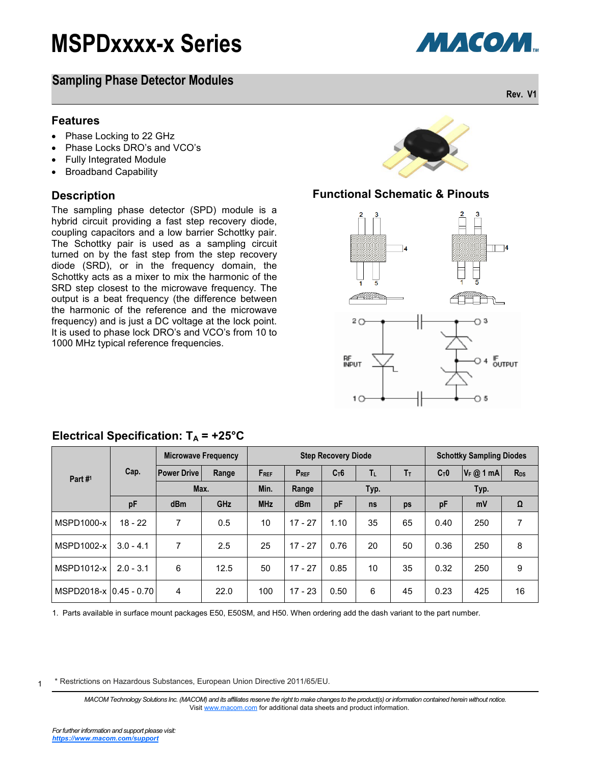# MSPDxxxx-x Series

## Sampling Phase Detector Modules

Rev. V1

### Features

- Phase Locking to 22 GHz
- Phase Locks DRO's and VCO's
- Fully Integrated Module
- Broadband Capability

### Description

The sampling phase detector (SPD) module is a hybrid circuit providing a fast step recovery diode, coupling capacitors and a low barrier Schottky pair. The Schottky pair is used as a sampling circuit turned on by the fast step from the step recovery diode (SRD), or in the frequency domain, the Schottky acts as a mixer to mix the harmonic of the SRD step closest to the microwave frequency. The output is a beat frequency (the difference between the harmonic of the reference and the microwave frequency) and is just a DC voltage at the lock point. It is used to phase lock DRO's and VCO's from 10 to 1000 MHz typical reference frequencies.

### Functional Schematic & Pinouts

### Electrical Specification: $T_A$ = +25°C

| Part #[1] | Cap. | Microwave Frequency | | Step Recovery Diode | | | | | Schottky Sampling Diodes | | |
|---|---|---|---|---|---|---|---|---|---|---|---|
| | | Power Drive | Range | $F_{REF}$ | $P_{REF}$ | $C_T6$ | $T_L$ | $T_T$ | $C_T0$ | $V_F$ @ 1 mA | $R_{DS}$ |
| | | Max. | | Min. | Range | Typ. | | | Typ. | | |
| | pF | dBm | GHz | MHz | dBm | pF | ns | ps | pF | mV | Ω |
| MSPD1000-x | 18 - 22 | 7 | 0.5 | 10 | 17 - 27 | 1.10 | 35 | 65 | 0.40 | 250 | 7 |
| MSPD1002-x | 3.0 - 4.1 | 7 | 2.5 | 25 | 17 - 27 | 0.76 | 20 | 50 | 0.36 | 250 | 8 |
| MSPD1012-x | 2.0 - 3.1 | 6 | 12.5 | 50 | 17 - 27 | 0.85 | 10 | 35 | 0.32 | 250 | 9 |
| MSPD2018-x | 0.45 - 0.70 | 4 | 22.0 | 100 | 17 - 23 | 0.50 | 6 | 45 | 0.23 | 425 | 16 |

1. Parts available in surface mount packages E50, E50SM, and H50. When ordering add the dash variant to the part number.

\* Restrictions on Hazardous Substances, European Union Directive 2011/65/EU.

*MACOM Technology Solutions Inc. (MACOM) and its affiliates reserve the right to make changes to the product(s) or information contained herein without notice.*
Visit www.macom.com for additional data sheets and product information.

*For further information and support please visit:*
***https://www.macom.com/support***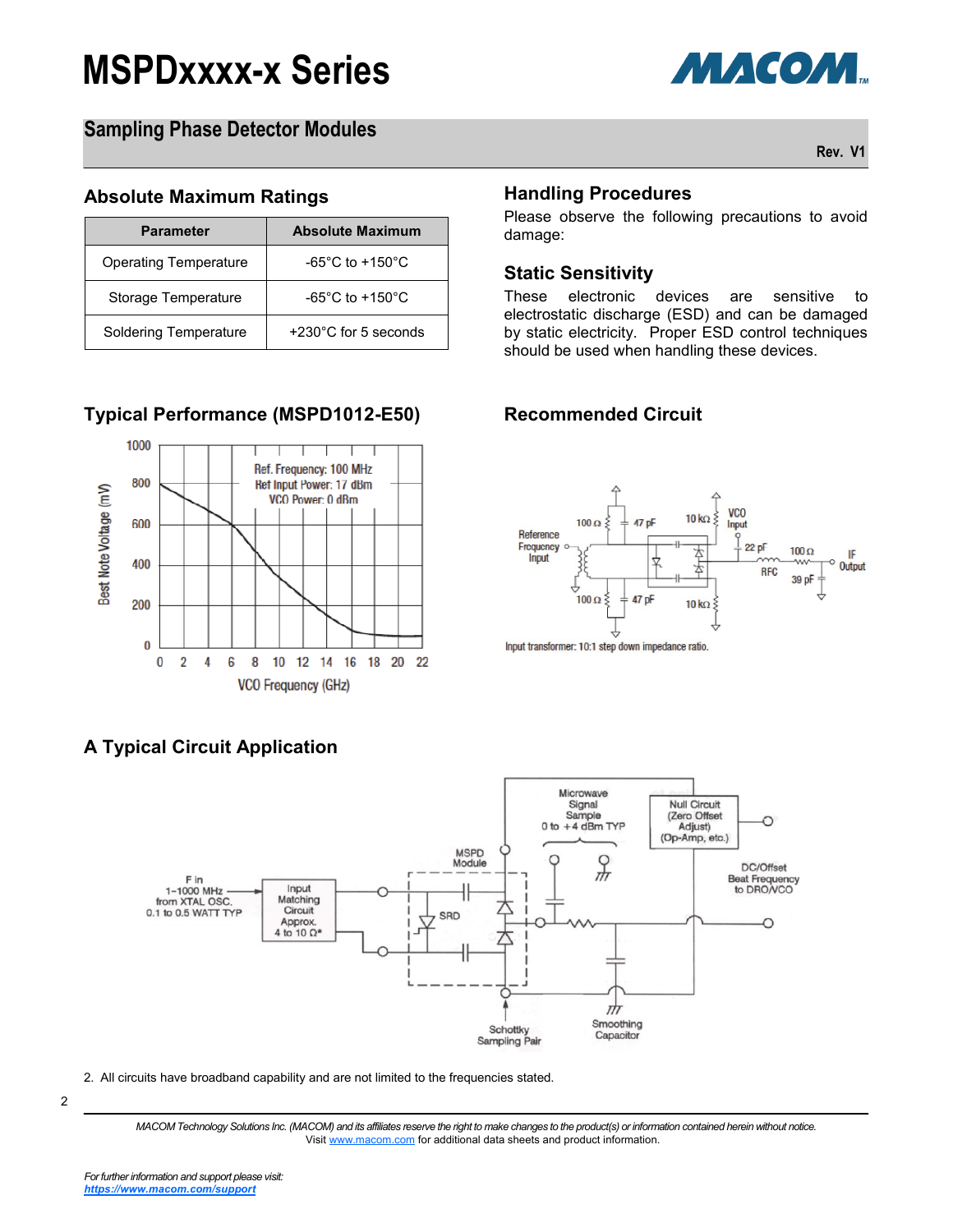## Sampling Phase Detector Modules

Rev. V1

### Absolute Maximum Ratings

| Parameter | Absolute Maximum |
|---|---|
| Operating Temperature | -65°C to +150°C |
| Storage Temperature | -65°C to +150°C |
| Soldering Temperature | +230°C for 5 seconds |

### Handling Procedures

Please observe the following precautions to avoid damage:

### Static Sensitivity

These electronic devices are sensitive to electrostatic discharge (ESD) and can be damaged by static electricity. Proper ESD control techniques should be used when handling these devices.

### Typical Performance (MSPD1012-E50)

### Recommended Circuit

Input transformer: 10:1 step down impedance ratio.

### A Typical Circuit Application

2. All circuits have broadband capability and are not limited to the frequencies stated.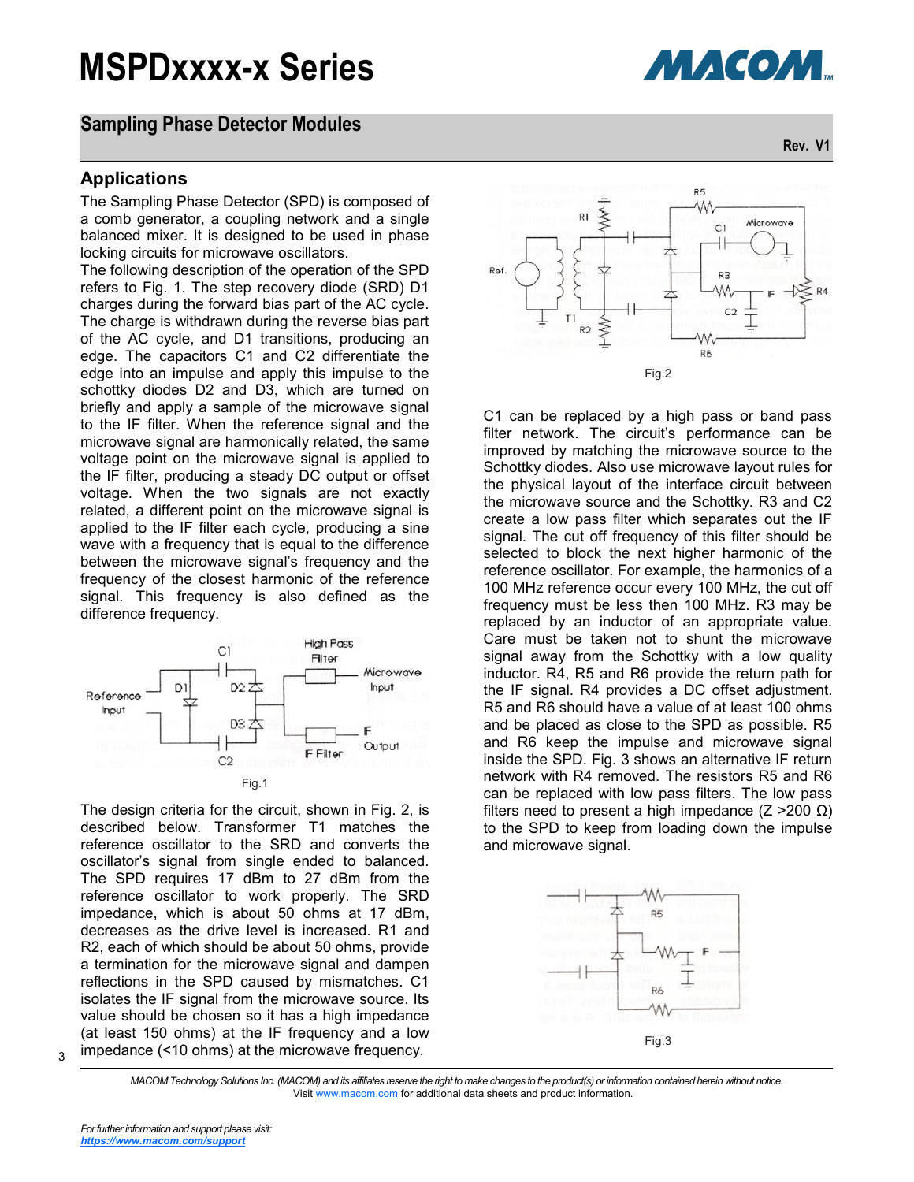## Applications

The Sampling Phase Detector (SPD) is composed of a comb generator, a coupling network and a single balanced mixer. It is designed to be used in phase locking circuits for microwave oscillators.

The following description of the operation of the SPD refers to Fig. 1. The step recovery diode (SRD) D1 charges during the forward bias part of the AC cycle. The charge is withdrawn during the reverse bias part of the AC cycle, and D1 transitions, producing an edge. The capacitors C1 and C2 differentiate the edge into an impulse and apply this impulse to the schottky diodes D2 and D3, which are turned on briefly and apply a sample of the microwave signal to the IF filter. When the reference signal and the microwave signal are harmonically related, the same voltage point on the microwave signal is applied to the IF filter, producing a steady DC output or offset voltage. When the two signals are not exactly related, a different point on the microwave signal is applied to the IF filter each cycle, producing a sine wave with a frequency that is equal to the difference between the microwave signal's frequency and the frequency of the closest harmonic of the reference signal. This frequency is also defined as the difference frequency.

Fig.1

The design criteria for the circuit, shown in Fig. 2, is described below. Transformer T1 matches the reference oscillator to the SRD and converts the oscillator's signal from single ended to balanced. The SPD requires 17 dBm to 27 dBm from the reference oscillator to work properly. The SRD impedance, which is about 50 ohms at 17 dBm, decreases as the drive level is increased. R1 and R2, each of which should be about 50 ohms, provide a termination for the microwave signal and dampen reflections in the SPD caused by mismatches. C1 isolates the IF signal from the microwave source. Its value should be chosen so it has a high impedance (at least 150 ohms) at the IF frequency and a low impedance (<10 ohms) at the microwave frequency.

Fig.2

C1 can be replaced by a high pass or band pass filter network. The circuit's performance can be improved by matching the microwave source to the Schottky diodes. Also use microwave layout rules for the physical layout of the interface circuit between the microwave source and the Schottky. R3 and C2 create a low pass filter which separates out the IF signal. The cut off frequency of this filter should be selected to block the next higher harmonic of the reference oscillator. For example, the harmonics of a 100 MHz reference occur every 100 MHz, the cut off frequency must be less then 100 MHz. R3 may be replaced by an inductor of an appropriate value. Care must be taken not to shunt the microwave signal away from the Schottky with a low quality inductor. R4, R5 and R6 provide the return path for the IF signal. R4 provides a DC offset adjustment. R5 and R6 should have a value of at least 100 ohms and be placed as close to the SPD as possible. R5 and R6 keep the impulse and microwave signal inside the SPD. Fig. 3 shows an alternative IF return network with R4 removed. The resistors R5 and R6 can be replaced with low pass filters. The low pass filters need to present a high impedance (Z >200 Ω) to the SPD to keep from loading down the impulse and microwave signal.

Fig.3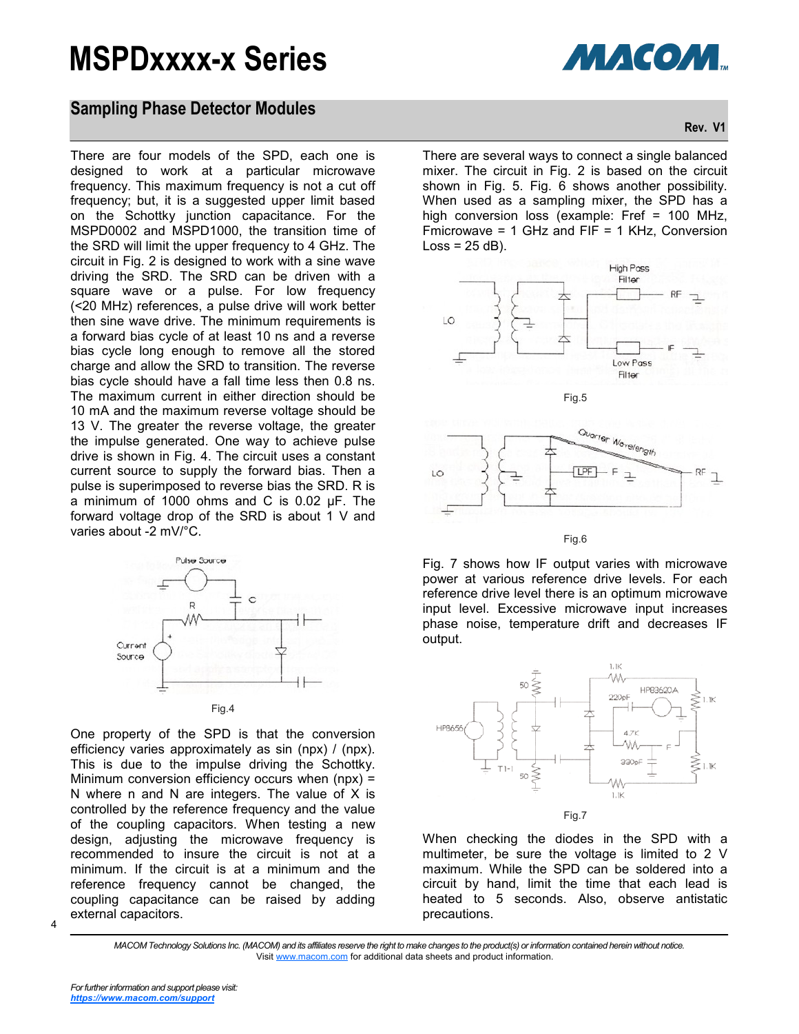# MSPDxxxx-x Series

## Sampling Phase Detector Modules

There are four models of the SPD, each one is designed to work at a particular microwave frequency. This maximum frequency is not a cut off frequency; but, it is a suggested upper limit based on the Schottky junction capacitance. For the MSPD0002 and MSPD1000, the transition time of the SRD will limit the upper frequency to 4 GHz. The circuit in Fig. 2 is designed to work with a sine wave driving the SRD. The SRD can be driven with a square wave or a pulse. For low frequency (<20 MHz) references, a pulse drive will work better then sine wave drive. The minimum requirements is a forward bias cycle of at least 10 ns and a reverse bias cycle long enough to remove all the stored charge and allow the SRD to transition. The reverse bias cycle should have a fall time less then 0.8 ns. The maximum current in either direction should be 10 mA and the maximum reverse voltage should be 13 V. The greater the reverse voltage, the greater the impulse generated. One way to achieve pulse drive is shown in Fig. 4. The circuit uses a constant current source to supply the forward bias. Then a pulse is superimposed to reverse bias the SRD. R is a minimum of 1000 ohms and C is 0.02 µF. The forward voltage drop of the SRD is about 1 V and varies about -2 mV/°C.

Fig.4

One property of the SPD is that the conversion efficiency varies approximately as sin (npx) / (npx). This is due to the impulse driving the Schottky. Minimum conversion efficiency occurs when (npx) = N where n and N are integers. The value of X is controlled by the reference frequency and the value of the coupling capacitors. When testing a new design, adjusting the microwave frequency is recommended to insure the circuit is not at a minimum. If the circuit is at a minimum and the reference frequency cannot be changed, the coupling capacitance can be raised by adding external capacitors.

There are several ways to connect a single balanced mixer. The circuit in Fig. 2 is based on the circuit shown in Fig. 5. Fig. 6 shows another possibility. When used as a sampling mixer, the SPD has a high conversion loss (example: Fref = 100 MHz, Fmicrowave = 1 GHz and FIF = 1 KHz, Conversion Loss = 25 dB).

Fig.5

Fig.6

Fig. 7 shows how IF output varies with microwave power at various reference drive levels. For each reference drive level there is an optimum microwave input level. Excessive microwave input increases phase noise, temperature drift and decreases IF output.

Fig.7

When checking the diodes in the SPD with a multimeter, be sure the voltage is limited to 2 V maximum. While the SPD can be soldered into a circuit by hand, limit the time that each lead is heated to 5 seconds. Also, observe antistatic precautions.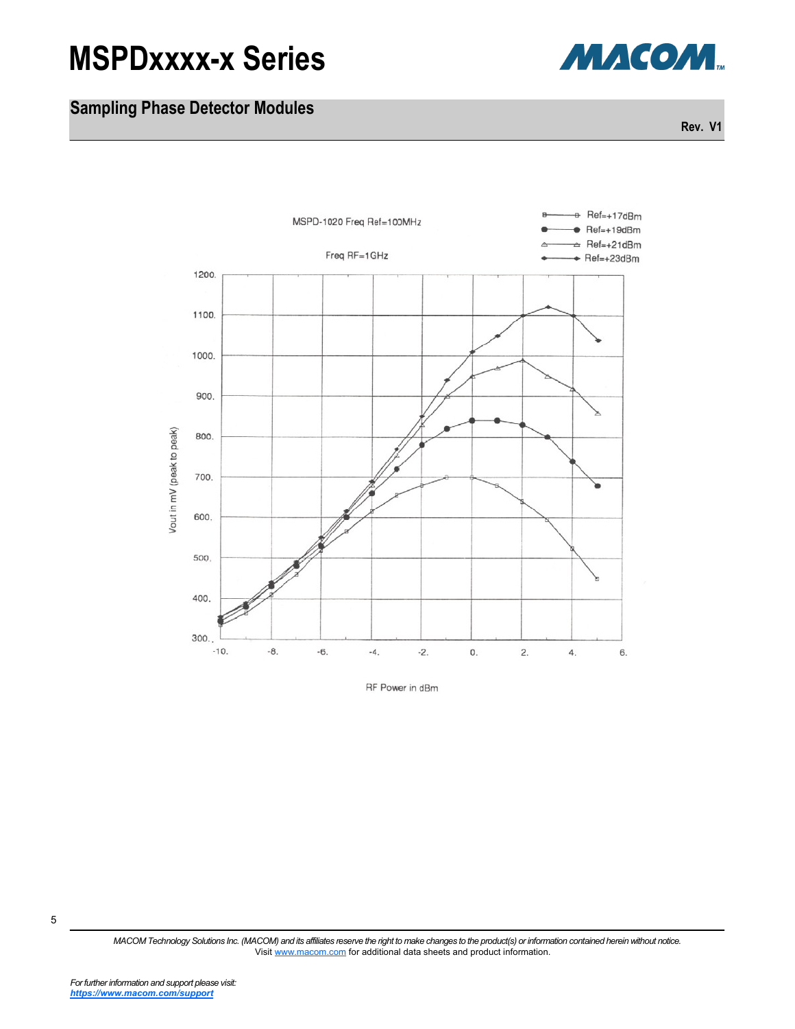# MSPDxxxx-x Series

## Sampling Phase Detector Modules

Rev. V1

MSPD-1020 Freq Ref=100MHz

Freq RF=1GHz

Ref=+17dBm
Ref=+19dBm
Ref=+21dBm
Ref=+23dBm

Vout in mV (peak to peak)

RF Power in dBm

MACOM Technology Solutions Inc. (MACOM) and its affiliates reserve the right to make changes to the product(s) or information contained herein without notice.
Visit www.macom.com for additional data sheets and product information.

*For further information and support please visit:*
***https://www.macom.com/support***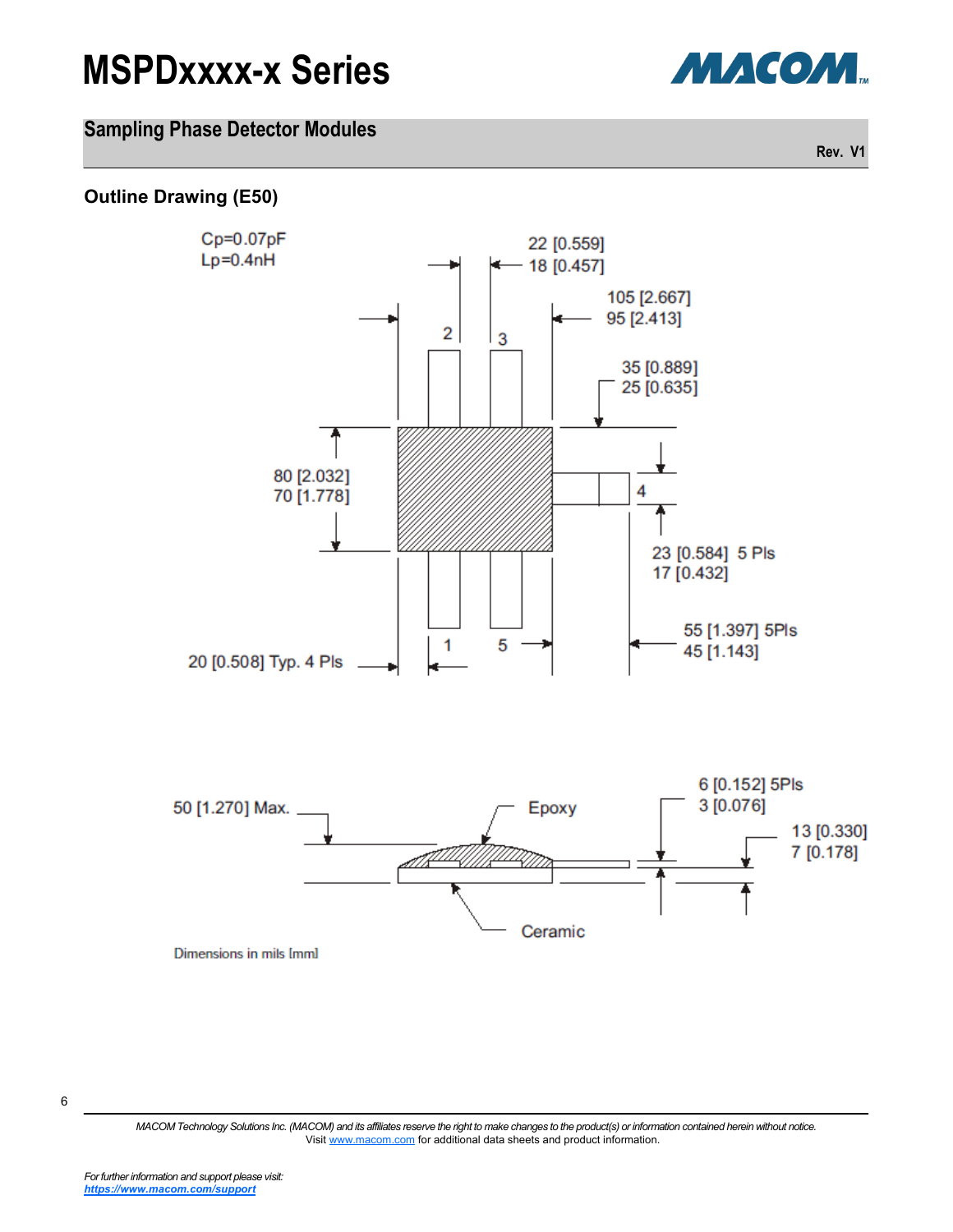## Sampling Phase Detector Modules

Rev. V1

### Outline Drawing (E50)

Cp=0.07pF
Lp=0.4nH

22 [0.559]
18 [0.457]

105 [2.667]
95 [2.413]

35 [0.889]
25 [0.635]

80 [2.032]
70 [1.778]

23 [0.584] 5 Pls
17 [0.432]

55 [1.397] 5Pls
45 [1.143]

20 [0.508] Typ. 4 Pls

1 2 3 4 5

50 [1.270] Max.

Epoxy

Ceramic

6 [0.152] 5Pls
3 [0.076]

13 [0.330]
7 [0.178]

Dimensions in mils [mm]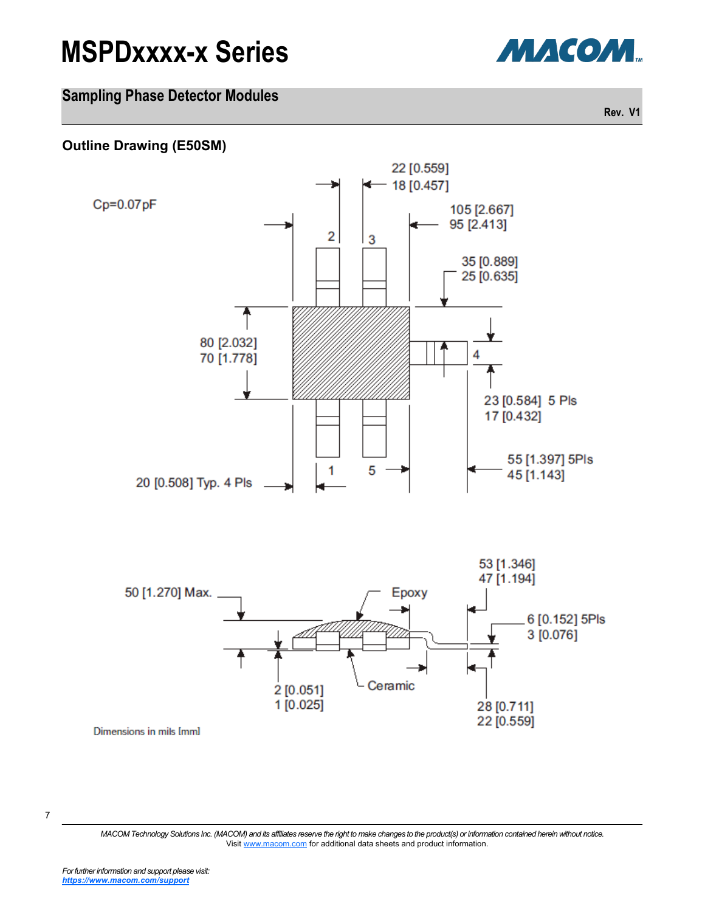## Sampling Phase Detector Modules

Rev. V1

### Outline Drawing (E50SM)

Cp=0.07pF

22 [0.559]
18 [0.457]

105 [2.667]
95 [2.413]

35 [0.889]
25 [0.635]

80 [2.032]
70 [1.778]

23 [0.584] 5 Pls
17 [0.432]

55 [1.397] 5Pls
45 [1.143]

20 [0.508] Typ. 4 Pls

2 3 4 1 5

53 [1.346]
47 [1.194]

50 [1.270] Max.

Epoxy

6 [0.152] 5Pls
3 [0.076]

2 [0.051]
1 [0.025]

Ceramic

28 [0.711]
22 [0.559]

Dimensions in mils [mm]

*MACOM Technology Solutions Inc. (MACOM) and its affiliates reserve the right to make changes to the product(s) or information contained herein without notice.*
Visit www.macom.com for additional data sheets and product information.

*For further information and support please visit:*
***https://www.macom.com/support***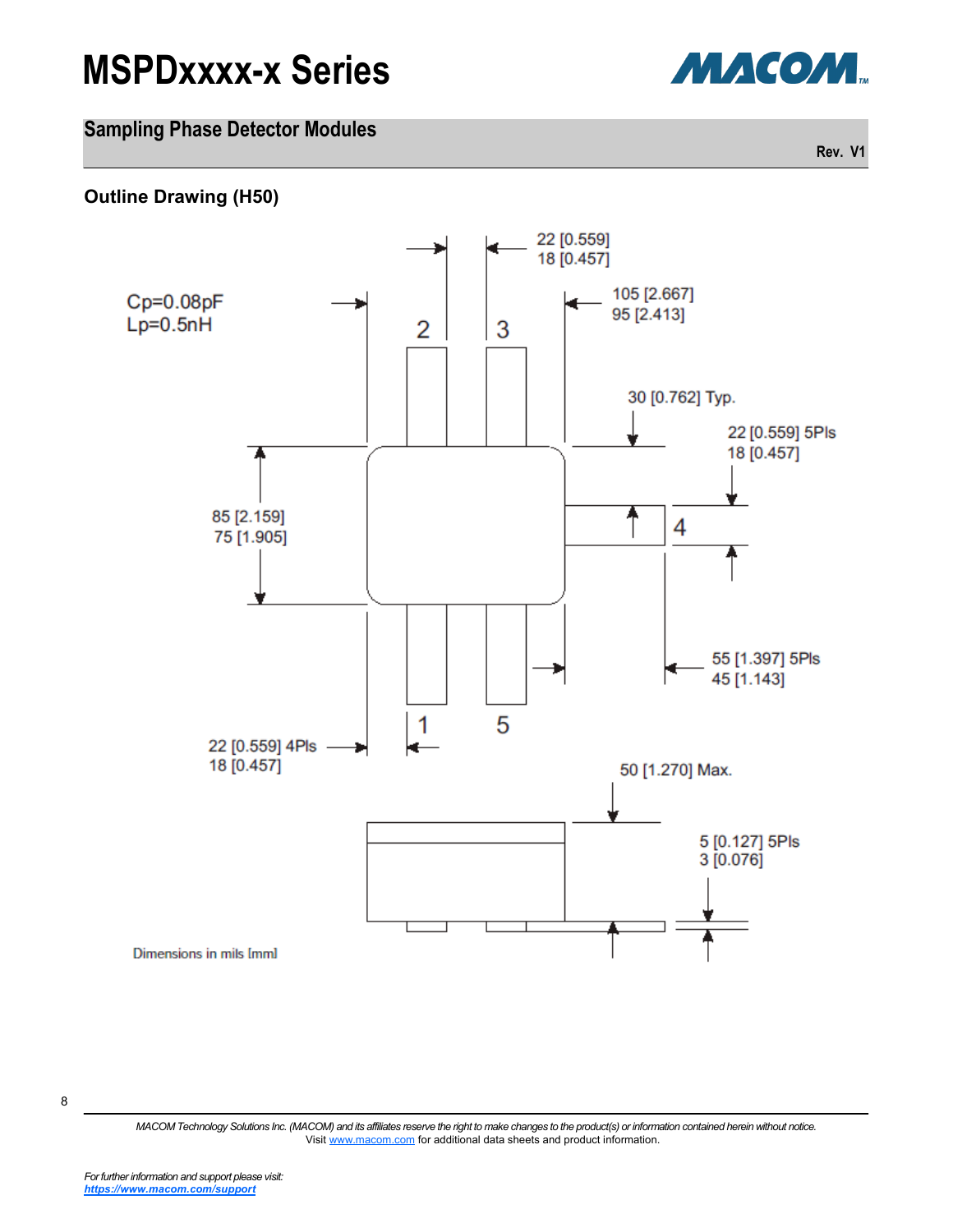## Sampling Phase Detector Modules

### Outline Drawing (H50)

Cp=0.08pF
Lp=0.5nH

22 [0.559]
18 [0.457]

105 [2.667]
95 [2.413]

30 [0.762] Typ.

22 [0.559] 5Pls
18 [0.457]

85 [2.159]
75 [1.905]

55 [1.397] 5Pls
45 [1.143]

22 [0.559] 4Pls
18 [0.457]

50 [1.270] Max.

5 [0.127] 5Pls
3 [0.076]

Dimensions in mils [mm]

*MACOM Technology Solutions Inc. (MACOM) and its affiliates reserve the right to make changes to the product(s) or information contained herein without notice.*
Visit www.macom.com for additional data sheets and product information.

*For further information and support please visit:*
***https://www.macom.com/support***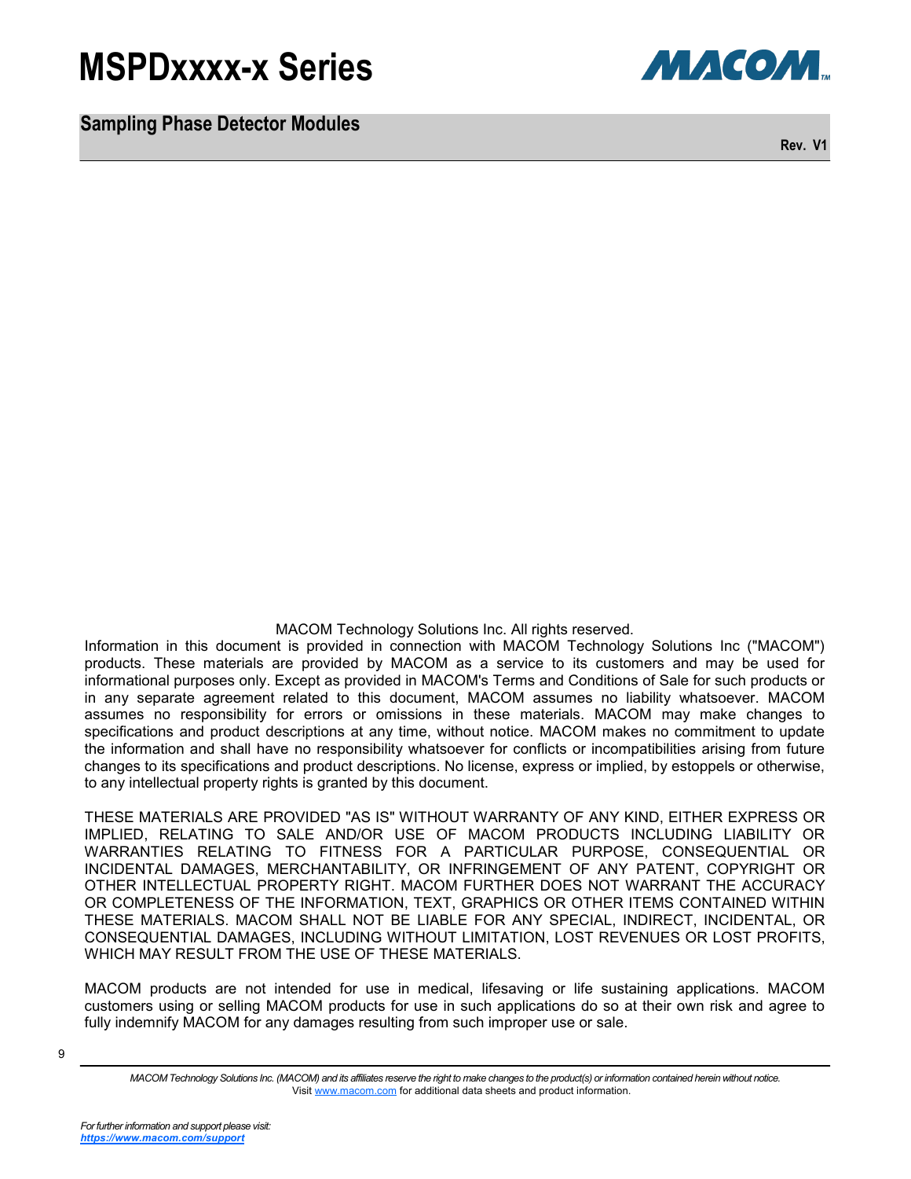MACOM Technology Solutions Inc. All rights reserved.

Information in this document is provided in connection with MACOM Technology Solutions Inc ("MACOM") products. These materials are provided by MACOM as a service to its customers and may be used for informational purposes only. Except as provided in MACOM's Terms and Conditions of Sale for such products or in any separate agreement related to this document, MACOM assumes no liability whatsoever. MACOM assumes no responsibility for errors or omissions in these materials. MACOM may make changes to specifications and product descriptions at any time, without notice. MACOM makes no commitment to update the information and shall have no responsibility whatsoever for conflicts or incompatibilities arising from future changes to its specifications and product descriptions. No license, express or implied, by estoppels or otherwise, to any intellectual property rights is granted by this document.

THESE MATERIALS ARE PROVIDED "AS IS" WITHOUT WARRANTY OF ANY KIND, EITHER EXPRESS OR IMPLIED, RELATING TO SALE AND/OR USE OF MACOM PRODUCTS INCLUDING LIABILITY OR WARRANTIES RELATING TO FITNESS FOR A PARTICULAR PURPOSE, CONSEQUENTIAL OR INCIDENTAL DAMAGES, MERCHANTABILITY, OR INFRINGEMENT OF ANY PATENT, COPYRIGHT OR OTHER INTELLECTUAL PROPERTY RIGHT. MACOM FURTHER DOES NOT WARRANT THE ACCURACY OR COMPLETENESS OF THE INFORMATION, TEXT, GRAPHICS OR OTHER ITEMS CONTAINED WITHIN THESE MATERIALS. MACOM SHALL NOT BE LIABLE FOR ANY SPECIAL, INDIRECT, INCIDENTAL, OR CONSEQUENTIAL DAMAGES, INCLUDING WITHOUT LIMITATION, LOST REVENUES OR LOST PROFITS, WHICH MAY RESULT FROM THE USE OF THESE MATERIALS.

MACOM products are not intended for use in medical, lifesaving or life sustaining applications. MACOM customers using or selling MACOM products for use in such applications do so at their own risk and agree to fully indemnify MACOM for any damages resulting from such improper use or sale.